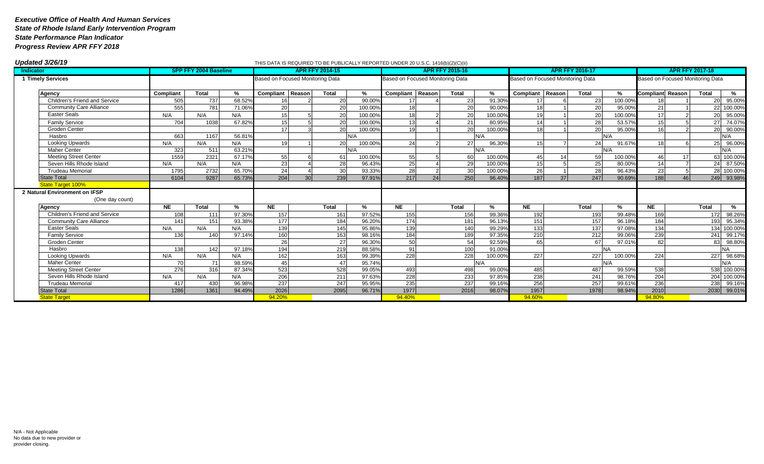***Executive Office of Health And Human Services***
***State of Rhode Island Early Intervention Program***
***State Performance Plan Indicator***
***Progress Review APR FFY 2018***

***Updated 3/26/19***

THIS DATA IS REQUIRED TO BE PUBLICALLY REPORTED UNDER 20 U.S.C. 1416(b)(2)(C)(ii)

| Indicator | SPP FFY 2004 Baseline | | | APR FFY 2014-15 | | | | APR FFY 2015-16 | | | | APR FFY 2016-17 | | | | APR FFY 2017-18 | | | |
|---|---|---|---|---|---|---|---|---|---|---|---|---|---|---|---|---|---|---|---|
| **1 Timely Services** | | | | Based on Focused Monitoring Data | | | | Based on Focused Monitoring Data | | | | Based on Focused Monitoring Data | | | | Based on Focused Monitoring Data | | | |
| **Agency** | **Compliant** | **Total** | **%** | **Compliant** | **Reason** | **Total** | **%** | **Compliant** | **Reason** | **Total** | **%** | **Compliant** | **Reason** | **Total** | **%** | **Compliant** | **Reason** | **Total** | **%** |
| Children's Friend and Service | 505 | 737 | 68.52% | 16 | 2 | 20 | 90.00% | 17 | 4 | 23 | 91.30% | 17 | 6 | 23 | 100.00% | 18 | 1 | 20 | 95.00% |
| Community Care Alliance | 555 | 781 | 71.06% | 20 | | 20 | 100.00% | 18 | | 20 | 90.00% | 18 | 1 | 20 | 95.00% | 21 | 1 | 22 | 100.00% |
| Easter Seals | N/A | N/A | N/A | 15 | 5 | 20 | 100.00% | 18 | 2 | 20 | 100.00% | 19 | 1 | 20 | 100.00% | 17 | 2 | 20 | 95.00% |
| Family Service | 704 | 1038 | 67.82% | 15 | 5 | 20 | 100.00% | 13 | 4 | 21 | 80.95% | 14 | 1 | 28 | 53.57% | 15 | 5 | 27 | 74.07% |
| Groden Center | | | | 17 | 3 | 20 | 100.00% | 19 | 1 | 20 | 100.00% | 18 | 1 | 20 | 95.00% | 16 | 2 | 20 | 90.00% |
| Hasbro | 663 | 1167 | 56.81% | | | | N/A | | | | N/A | | | | N/A | | | | N/A |
| Looking Upwards | N/A | N/A | N/A | 19 | 1 | 20 | 100.00% | 24 | 2 | 27 | 96.30% | 15 | 7 | 24 | 91.67% | 18 | 6 | 25 | 96.00% |
| Maher Center | 323 | 511 | 63.21% | | | | N/A | | | | N/A | | | | N/A | | | | N/A |
| Meeting Street Center | 1559 | 2321 | 67.17% | 55 | 6 | 61 | 100.00% | 55 | 5 | 60 | 100.00% | 45 | 14 | 59 | 100.00% | 46 | 17 | 63 | 100.00% |
| Seven Hills Rhode Island | N/A | N/A | N/A | 23 | 4 | 28 | 96.43% | 25 | 4 | 29 | 100.00% | 15 | 5 | 25 | 80.00% | 14 | 7 | 24 | 87.50% |
| Trudeau Memorial | 1795 | 2732 | 65.70% | 24 | 4 | 30 | 93.33% | 28 | 2 | 30 | 100.00% | 26 | 1 | 28 | 96.43% | 23 | 5 | 28 | 100.00% |
| State Total | 6104 | 9287 | 65.73% | 204 | 30 | 239 | 97.91% | 217 | 24 | 250 | 96.40% | 187 | 37 | 247 | 90.69% | 188 | 46 | 249 | 93.98% |
| State Target 100% | | | | | | | | | | | | | | | | | | | |
| **2 Natural Environment on IFSP** (One day count) | | | | | | | | | | | | | | | | | | | |
| **Agency** | **NE** | **Total** | **%** | **NE** | | **Total** | **%** | **NE** | | **Total** | **%** | **NE** | | **Total** | **%** | **NE** | | **Total** | **%** |
| Children's Friend and Service | 108 | 111 | 97.30% | 157 | | 161 | 97.52% | 155 | | 156 | 99.36% | 192 | | 193 | 99.48% | 169 | | 172 | 98.26% |
| Community Care Alliance | 141 | 151 | 93.38% | 177 | | 184 | 96.20% | 174 | | 181 | 96.13% | 151 | | 157 | 96.18% | 184 | | 193 | 95.34% |
| Easter Seals | N/A | N/A | N/A | 139 | | 145 | 95.86% | 139 | | 140 | 99.29% | 133 | | 137 | 97.08% | 134 | | 134 | 100.00% |
| Family Service | 136 | 140 | 97.14% | 160 | | 163 | 98.16% | 184 | | 189 | 97.35% | 210 | | 212 | 99.06% | 239 | | 241 | 99.17% |
| Groden Center | | | | 26 | | 27 | 96.30% | 50 | | 54 | 92.59% | 65 | | 67 | 97.01% | 82 | | 83 | 98.80% |
| Hasbro | 138 | 142 | 97.18% | 194 | | 219 | 88.58% | 91 | | 100 | 91.00% | | | | NA | | | | NA |
| Looking Upwards | N/A | N/A | N/A | 162 | | 163 | 99.39% | 228 | | 228 | 100.00% | 227 | | 227 | 100.00% | 224 | | 227 | 98.68% |
| Maher Center | 70 | 71 | 98.59% | 45 | | 47 | 95.74% | | | | N/A | | | | N/A | | | | N/A |
| Meeting Street Center | 276 | 316 | 87.34% | 523 | | 528 | 99.05% | 493 | | 498 | 99.00% | 485 | | 487 | 99.59% | 538 | | 538 | 100.00% |
| Seven Hills Rhode Island | N/A | N/A | N/A | 206 | | 211 | 97.63% | 228 | | 233 | 97.85% | 238 | | 241 | 98.76% | 204 | | 204 | 100.00% |
| Trudeau Memorial | 417 | 430 | 96.98% | 237 | | 247 | 95.95% | 235 | | 237 | 99.16% | 256 | | 257 | 99.61% | 236 | | 238 | 99.16% |
| State Total | 1286 | 1361 | 94.49% | 2026 | | 2095 | 96.71% | 1977 | | 2016 | 98.07% | 1957 | | 1978 | 98.94% | 2010 | | 2030 | 99.01% |
| State Target | | | | 94.20% | | | | 94.40% | | | | 94.60% | | | | 94.80% | | | |

N/A - Not Applicable
No data due to new provider or provider closing.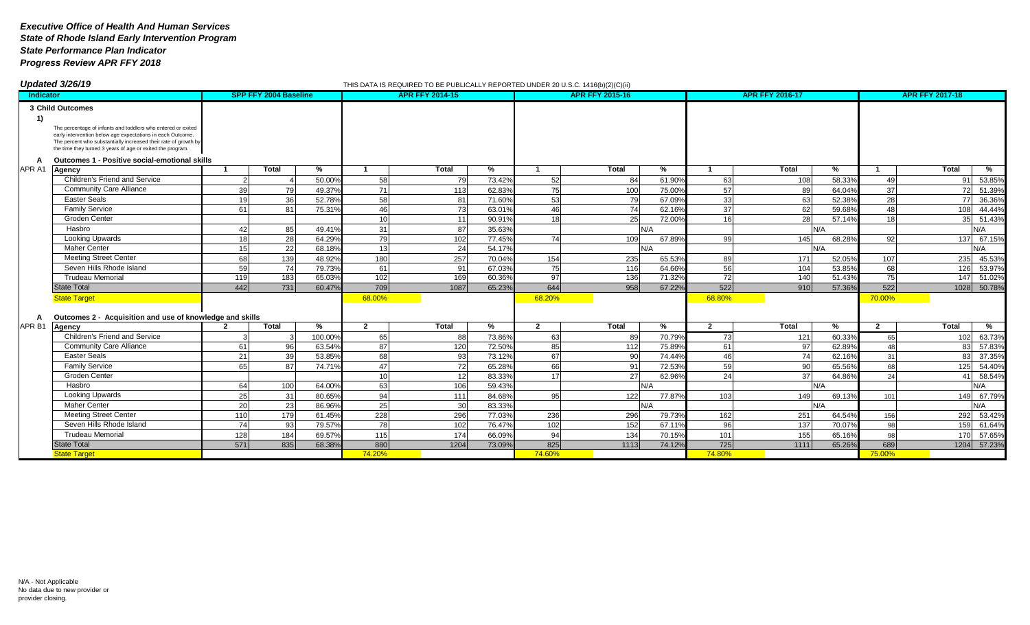***Executive Office of Health And Human Services***
***State of Rhode Island Early Intervention Program***
***State Performance Plan Indicator***
***Progress Review APR FFY 2018***

***Updated 3/26/19***

THIS DATA IS REQUIRED TO BE PUBLICALLY REPORTED UNDER 20 U.S.C. 1416(b)(2)(C)(ii)

| Indicator | | SPP FFY 2004 Baseline | | | APR FFY 2014-15 | | | APR FFY 2015-16 | | | APR FFY 2016-17 | | | APR FFY 2017-18 | | |
|---|---|---|---|---|---|---|---|---|---|---|---|---|---|---|---|---|
| | **3 Child Outcomes** | | | | | | | | | | | | | | | |
| **1)** | The percentage of infants and toddlers who entered or exited early intervention below age expectations in each Outcome. The percent who substantially increased their rate of growth by the time they turned 3 years of age or exited the program. | | | | | | | | | | | | | | | |
| **A** | **Outcomes 1 - Positive social-emotional skills** | | | | | | | | | | | | | | | |
| APR A1 | **Agency** | **1** | **Total** | **%** | **1** | **Total** | **%** | **1** | **Total** | **%** | **1** | **Total** | **%** | **1** | **Total** | **%** |
| | Children's Friend and Service | 2 | 4 | 50.00% | 58 | 79 | 73.42% | 52 | 84 | 61.90% | 63 | 108 | 58.33% | 49 | 91 | 53.85% |
| | Community Care Alliance | 39 | 79 | 49.37% | 71 | 113 | 62.83% | 75 | 100 | 75.00% | 57 | 89 | 64.04% | 37 | 72 | 51.39% |
| | Easter Seals | 19 | 36 | 52.78% | 58 | 81 | 71.60% | 53 | 79 | 67.09% | 33 | 63 | 52.38% | 28 | 77 | 36.36% |
| | Family Service | 61 | 81 | 75.31% | 46 | 73 | 63.01% | 46 | 74 | 62.16% | 37 | 62 | 59.68% | 48 | 108 | 44.44% |
| | Groden Center | | | | 10 | 11 | 90.91% | 18 | 25 | 72.00% | 16 | 28 | 57.14% | 18 | 35 | 51.43% |
| | Hasbro | 42 | 85 | 49.41% | 31 | 87 | 35.63% | | | N/A | | | N/A | | | N/A |
| | Looking Upwards | 18 | 28 | 64.29% | 79 | 102 | 77.45% | 74 | 109 | 67.89% | 99 | 145 | 68.28% | 92 | 137 | 67.15% |
| | Maher Center | 15 | 22 | 68.18% | 13 | 24 | 54.17% | | | N/A | | | N/A | | | N/A |
| | Meeting Street Center | 68 | 139 | 48.92% | 180 | 257 | 70.04% | 154 | 235 | 65.53% | 89 | 171 | 52.05% | 107 | 235 | 45.53% |
| | Seven Hills Rhode Island | 59 | 74 | 79.73% | 61 | 91 | 67.03% | 75 | 116 | 64.66% | 56 | 104 | 53.85% | 68 | 126 | 53.97% |
| | Trudeau Memorial | 119 | 183 | 65.03% | 102 | 169 | 60.36% | 97 | 136 | 71.32% | 72 | 140 | 51.43% | 75 | 147 | 51.02% |
| | State Total | 442 | 731 | 60.47% | 709 | 1087 | 65.23% | 644 | 958 | 67.22% | 522 | 910 | 57.36% | 522 | 1028 | 50.78% |
| | State Target | | | | 68.00% | | | 68.20% | | | 68.80% | | | 70.00% | | |
| **A** | **Outcomes 2 - Acquisition and use of knowledge and skills** | | | | | | | | | | | | | | | |
| APR B1 | **Agency** | **2** | **Total** | **%** | **2** | **Total** | **%** | **2** | **Total** | **%** | **2** | **Total** | **%** | **2** | **Total** | **%** |
| | Children's Friend and Service | 3 | 3 | 100.00% | 65 | 88 | 73.86% | 63 | 89 | 70.79% | 73 | 121 | 60.33% | 65 | 102 | 63.73% |
| | Community Care Alliance | 61 | 96 | 63.54% | 87 | 120 | 72.50% | 85 | 112 | 75.89% | 61 | 97 | 62.89% | 48 | 83 | 57.83% |
| | Easter Seals | 21 | 39 | 53.85% | 68 | 93 | 73.12% | 67 | 90 | 74.44% | 46 | 74 | 62.16% | 31 | 83 | 37.35% |
| | Family Service | 65 | 87 | 74.71% | 47 | 72 | 65.28% | 66 | 91 | 72.53% | 59 | 90 | 65.56% | 68 | 125 | 54.40% |
| | Groden Center | | | | 10 | 12 | 83.33% | 17 | 27 | 62.96% | 24 | 37 | 64.86% | 24 | 41 | 58.54% |
| | Hasbro | 64 | 100 | 64.00% | 63 | 106 | 59.43% | | | N/A | | | N/A | | | N/A |
| | Looking Upwards | 25 | 31 | 80.65% | 94 | 111 | 84.68% | 95 | 122 | 77.87% | 103 | 149 | 69.13% | 101 | 149 | 67.79% |
| | Maher Center | 20 | 23 | 86.96% | 25 | 30 | 83.33% | | | N/A | | | N/A | | | N/A |
| | Meeting Street Center | 110 | 179 | 61.45% | 228 | 296 | 77.03% | 236 | 296 | 79.73% | 162 | 251 | 64.54% | 156 | 292 | 53.42% |
| | Seven Hills Rhode Island | 74 | 93 | 79.57% | 78 | 102 | 76.47% | 102 | 152 | 67.11% | 96 | 137 | 70.07% | 98 | 159 | 61.64% |
| | Trudeau Memorial | 128 | 184 | 69.57% | 115 | 174 | 66.09% | 94 | 134 | 70.15% | 101 | 155 | 65.16% | 98 | 170 | 57.65% |
| | State Total | 571 | 835 | 68.38% | 880 | 1204 | 73.09% | 825 | 1113 | 74.12% | 725 | 1111 | 65.26% | 689 | 1204 | 57.23% |
| | State Target | | | | 74.20% | | | 74.60% | | | 74.80% | | | 75.00% | | |

N/A - Not Applicable
No data due to new provider or provider closing.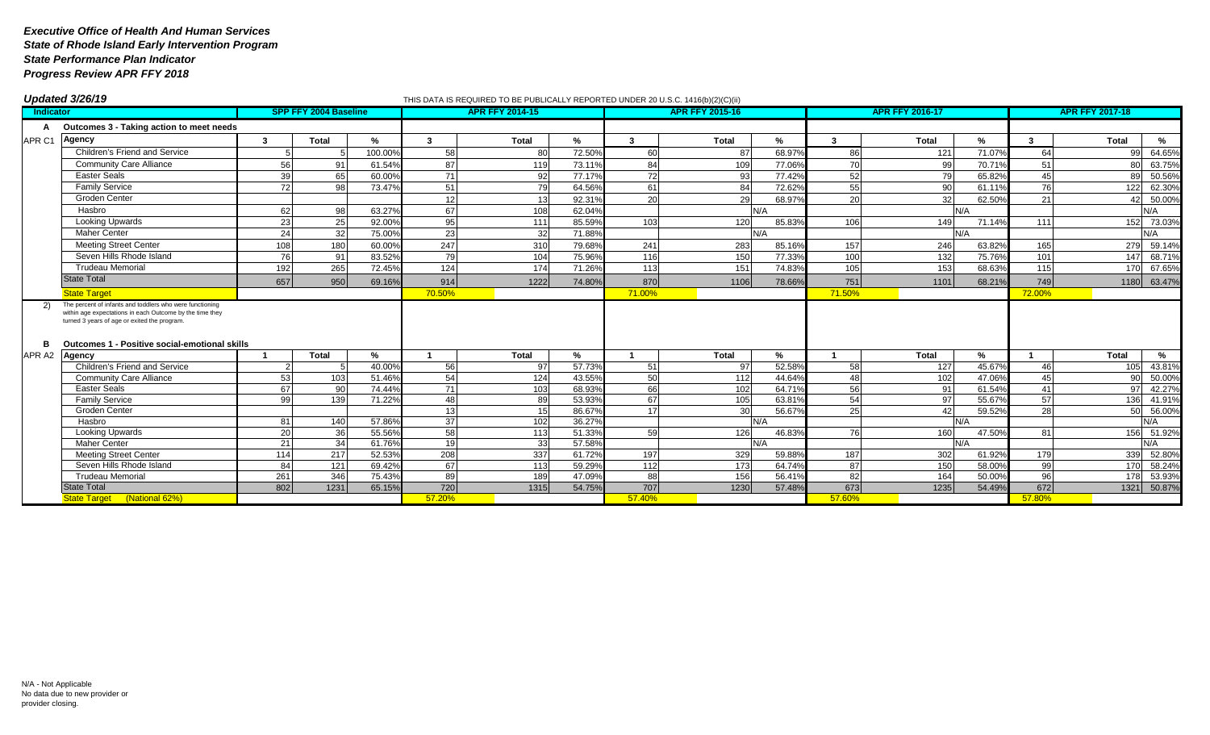***Executive Office of Health And Human Services***
***State of Rhode Island Early Intervention Program***
***State Performance Plan Indicator***
***Progress Review APR FFY 2018***

***Updated 3/26/19***

THIS DATA IS REQUIRED TO BE PUBLICALLY REPORTED UNDER 20 U.S.C. 1416(b)(2)(C)(ii)

| Indicator | | SPP FFY 2004 Baseline | | | APR FFY 2014-15 | | | APR FFY 2015-16 | | | APR FFY 2016-17 | | | APR FFY 2017-18 | | |
|---|---|---|---|---|---|---|---|---|---|---|---|---|---|---|---|---|
| A | Outcomes 3 - Taking action to meet needs | | | | | | | | | | | | | | | |
| APR C1 | Agency | 3 | Total | % | 3 | Total | % | 3 | Total | % | 3 | Total | % | 3 | Total | % |
| | Children's Friend and Service | 5 | 5 | 100.00% | 58 | 80 | 72.50% | 60 | 87 | 68.97% | 86 | 121 | 71.07% | 64 | 99 | 64.65% |
| | Community Care Alliance | 56 | 91 | 61.54% | 87 | 119 | 73.11% | 84 | 109 | 77.06% | 70 | 99 | 70.71% | 51 | 80 | 63.75% |
| | Easter Seals | 39 | 65 | 60.00% | 71 | 92 | 77.17% | 72 | 93 | 77.42% | 52 | 79 | 65.82% | 45 | 89 | 50.56% |
| | Family Service | 72 | 98 | 73.47% | 51 | 79 | 64.56% | 61 | 84 | 72.62% | 55 | 90 | 61.11% | 76 | 122 | 62.30% |
| | Groden Center | | | | 12 | 13 | 92.31% | 20 | 29 | 68.97% | 20 | 32 | 62.50% | 21 | 42 | 50.00% |
| | Hasbro | 62 | 98 | 63.27% | 67 | 108 | 62.04% | | | N/A | | | N/A | | | N/A |
| | Looking Upwards | 23 | 25 | 92.00% | 95 | 111 | 85.59% | 103 | 120 | 85.83% | 106 | 149 | 71.14% | 111 | 152 | 73.03% |
| | Maher Center | 24 | 32 | 75.00% | 23 | 32 | 71.88% | | | N/A | | | N/A | | | N/A |
| | Meeting Street Center | 108 | 180 | 60.00% | 247 | 310 | 79.68% | 241 | 283 | 85.16% | 157 | 246 | 63.82% | 165 | 279 | 59.14% |
| | Seven Hills Rhode Island | 76 | 91 | 83.52% | 79 | 104 | 75.96% | 116 | 150 | 77.33% | 100 | 132 | 75.76% | 101 | 147 | 68.71% |
| | Trudeau Memorial | 192 | 265 | 72.45% | 124 | 174 | 71.26% | 113 | 151 | 74.83% | 105 | 153 | 68.63% | 115 | 170 | 67.65% |
| | State Total | 657 | 950 | 69.16% | 914 | 1222 | 74.80% | 870 | 1106 | 78.66% | 751 | 1101 | 68.21% | 749 | 1180 | 63.47% |
| | State Target | | | | 70.50% | | | 71.00% | | | 71.50% | | | 72.00% | | |
| 2) | The percent of infants and toddlers who were functioning within age expectations in each Outcome by the time they turned 3 years of age or exited the program. | | | | | | | | | | | | | | | |
| B | Outcomes 1 - Positive social-emotional skills | | | | | | | | | | | | | | | |
| APR A2 | Agency | 1 | Total | % | 1 | Total | % | 1 | Total | % | 1 | Total | % | 1 | Total | % |
| | Children's Friend and Service | 2 | 5 | 40.00% | 56 | 97 | 57.73% | 51 | 97 | 52.58% | 58 | 127 | 45.67% | 46 | 105 | 43.81% |
| | Community Care Alliance | 53 | 103 | 51.46% | 54 | 124 | 43.55% | 50 | 112 | 44.64% | 48 | 102 | 47.06% | 45 | 90 | 50.00% |
| | Easter Seals | 67 | 90 | 74.44% | 71 | 103 | 68.93% | 66 | 102 | 64.71% | 56 | 91 | 61.54% | 41 | 97 | 42.27% |
| | Family Service | 99 | 139 | 71.22% | 48 | 89 | 53.93% | 67 | 105 | 63.81% | 54 | 97 | 55.67% | 57 | 136 | 41.91% |
| | Groden Center | | | | 13 | 15 | 86.67% | 17 | 30 | 56.67% | 25 | 42 | 59.52% | 28 | 50 | 56.00% |
| | Hasbro | 81 | 140 | 57.86% | 37 | 102 | 36.27% | | | N/A | | | N/A | | | N/A |
| | Looking Upwards | 20 | 36 | 55.56% | 58 | 113 | 51.33% | 59 | 126 | 46.83% | 76 | 160 | 47.50% | 81 | 156 | 51.92% |
| | Maher Center | 21 | 34 | 61.76% | 19 | 33 | 57.58% | | | N/A | | | N/A | | | N/A |
| | Meeting Street Center | 114 | 217 | 52.53% | 208 | 337 | 61.72% | 197 | 329 | 59.88% | 187 | 302 | 61.92% | 179 | 339 | 52.80% |
| | Seven Hills Rhode Island | 84 | 121 | 69.42% | 67 | 113 | 59.29% | 112 | 173 | 64.74% | 87 | 150 | 58.00% | 99 | 170 | 58.24% |
| | Trudeau Memorial | 261 | 346 | 75.43% | 89 | 189 | 47.09% | 88 | 156 | 56.41% | 82 | 164 | 50.00% | 96 | 178 | 53.93% |
| | State Total | 802 | 1231 | 65.15% | 720 | 1315 | 54.75% | 707 | 1230 | 57.48% | 673 | 1235 | 54.49% | 672 | 1321 | 50.87% |
| | State Target (National 62%) | | | | 57.20% | | | 57.40% | | | 57.60% | | | 57.80% | | |

N/A - Not Applicable
No data due to new provider or provider closing.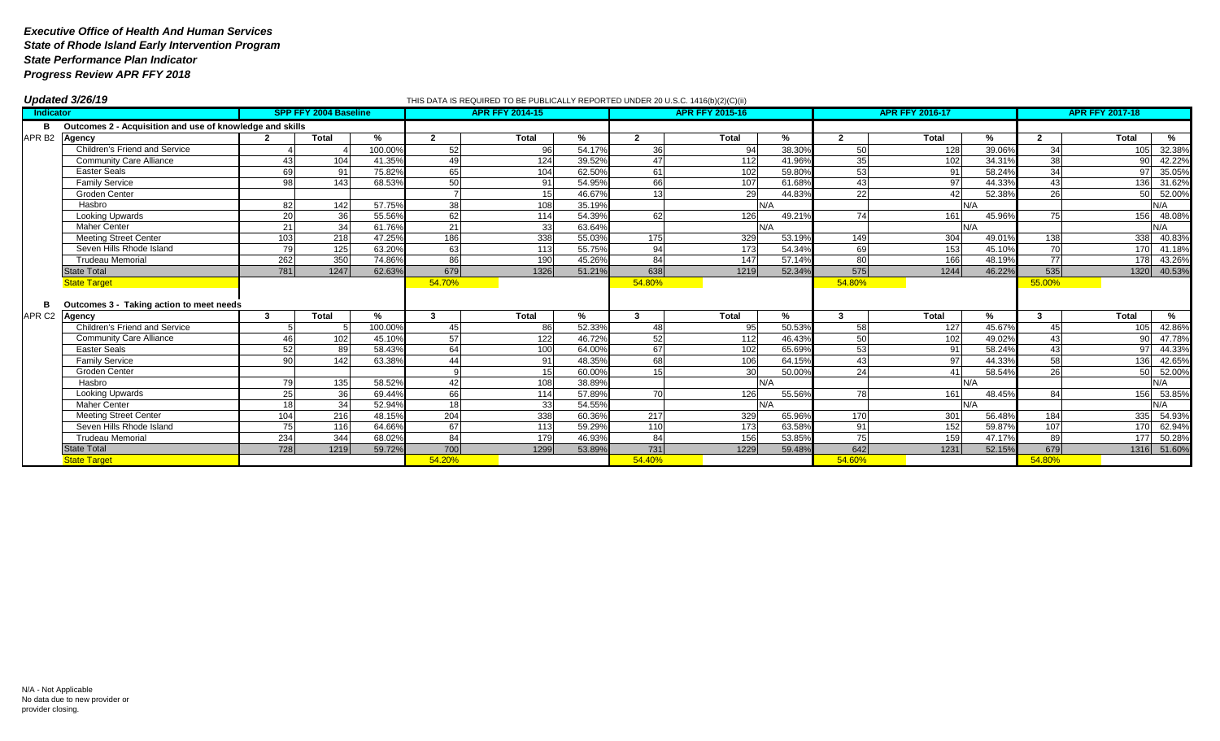***Executive Office of Health And Human Services***
***State of Rhode Island Early Intervention Program***
***State Performance Plan Indicator***
***Progress Review APR FFY 2018***

***Updated 3/26/19***

THIS DATA IS REQUIRED TO BE PUBLICALLY REPORTED UNDER 20 U.S.C. 1416(b)(2)(C)(ii)

| Indicator | | SPP FFY 2004 Baseline | | | APR FFY 2014-15 | | | APR FFY 2015-16 | | | APR FFY 2016-17 | | | APR FFY 2017-18 | | |
|---|---|---|---|---|---|---|---|---|---|---|---|---|---|---|---|---|
| B | Outcomes 2 - Acquisition and use of knowledge and skills | | | | | | | | | | | | | | | |
| APR B2 | Agency | 2 | Total | % | 2 | Total | % | 2 | Total | % | 2 | Total | % | 2 | Total | % |
| | Children's Friend and Service | 4 | 4 | 100.00% | 52 | 96 | 54.17% | 36 | 94 | 38.30% | 50 | 128 | 39.06% | 34 | 105 | 32.38% |
| | Community Care Alliance | 43 | 104 | 41.35% | 49 | 124 | 39.52% | 47 | 112 | 41.96% | 35 | 102 | 34.31% | 38 | 90 | 42.22% |
| | Easter Seals | 69 | 91 | 75.82% | 65 | 104 | 62.50% | 61 | 102 | 59.80% | 53 | 91 | 58.24% | 34 | 97 | 35.05% |
| | Family Service | 98 | 143 | 68.53% | 50 | 91 | 54.95% | 66 | 107 | 61.68% | 43 | 97 | 44.33% | 43 | 136 | 31.62% |
| | Groden Center | | | | 7 | 15 | 46.67% | 13 | 29 | 44.83% | 22 | 42 | 52.38% | 26 | 50 | 52.00% |
| | Hasbro | 82 | 142 | 57.75% | 38 | 108 | 35.19% | | | N/A | | | N/A | | | N/A |
| | Looking Upwards | 20 | 36 | 55.56% | 62 | 114 | 54.39% | 62 | 126 | 49.21% | 74 | 161 | 45.96% | 75 | 156 | 48.08% |
| | Maher Center | 21 | 34 | 61.76% | 21 | 33 | 63.64% | | | N/A | | | N/A | | | N/A |
| | Meeting Street Center | 103 | 218 | 47.25% | 186 | 338 | 55.03% | 175 | 329 | 53.19% | 149 | 304 | 49.01% | 138 | 338 | 40.83% |
| | Seven Hills Rhode Island | 79 | 125 | 63.20% | 63 | 113 | 55.75% | 94 | 173 | 54.34% | 69 | 153 | 45.10% | 70 | 170 | 41.18% |
| | Trudeau Memorial | 262 | 350 | 74.86% | 86 | 190 | 45.26% | 84 | 147 | 57.14% | 80 | 166 | 48.19% | 77 | 178 | 43.26% |
| | State Total | 781 | 1247 | 62.63% | 679 | 1326 | 51.21% | 638 | 1219 | 52.34% | 575 | 1244 | 46.22% | 535 | 1320 | 40.53% |
| | State Target | | | | 54.70% | | | 54.80% | | | 54.80% | | | 55.00% | | |
| B | Outcomes 3 - Taking action to meet needs | | | | | | | | | | | | | | | |
| APR C2 | Agency | 3 | Total | % | 3 | Total | % | 3 | Total | % | 3 | Total | % | 3 | Total | % |
| | Children's Friend and Service | 5 | 5 | 100.00% | 45 | 86 | 52.33% | 48 | 95 | 50.53% | 58 | 127 | 45.67% | 45 | 105 | 42.86% |
| | Community Care Alliance | 46 | 102 | 45.10% | 57 | 122 | 46.72% | 52 | 112 | 46.43% | 50 | 102 | 49.02% | 43 | 90 | 47.78% |
| | Easter Seals | 52 | 89 | 58.43% | 64 | 100 | 64.00% | 67 | 102 | 65.69% | 53 | 91 | 58.24% | 43 | 97 | 44.33% |
| | Family Service | 90 | 142 | 63.38% | 44 | 91 | 48.35% | 68 | 106 | 64.15% | 43 | 97 | 44.33% | 58 | 136 | 42.65% |
| | Groden Center | | | | 9 | 15 | 60.00% | 15 | 30 | 50.00% | 24 | 41 | 58.54% | 26 | 50 | 52.00% |
| | Hasbro | 79 | 135 | 58.52% | 42 | 108 | 38.89% | | | N/A | | | N/A | | | N/A |
| | Looking Upwards | 25 | 36 | 69.44% | 66 | 114 | 57.89% | 70 | 126 | 55.56% | 78 | 161 | 48.45% | 84 | 156 | 53.85% |
| | Maher Center | 18 | 34 | 52.94% | 18 | 33 | 54.55% | | | N/A | | | N/A | | | N/A |
| | Meeting Street Center | 104 | 216 | 48.15% | 204 | 338 | 60.36% | 217 | 329 | 65.96% | 170 | 301 | 56.48% | 184 | 335 | 54.93% |
| | Seven Hills Rhode Island | 75 | 116 | 64.66% | 67 | 113 | 59.29% | 110 | 173 | 63.58% | 91 | 152 | 59.87% | 107 | 170 | 62.94% |
| | Trudeau Memorial | 234 | 344 | 68.02% | 84 | 179 | 46.93% | 84 | 156 | 53.85% | 75 | 159 | 47.17% | 89 | 177 | 50.28% |
| | State Total | 728 | 1219 | 59.72% | 700 | 1299 | 53.89% | 731 | 1229 | 59.48% | 642 | 1231 | 52.15% | 679 | 1316 | 51.60% |
| | State Target | | | | 54.20% | | | 54.40% | | | 54.60% | | | 54.80% | | |

N/A - Not Applicable
No data due to new provider or provider closing.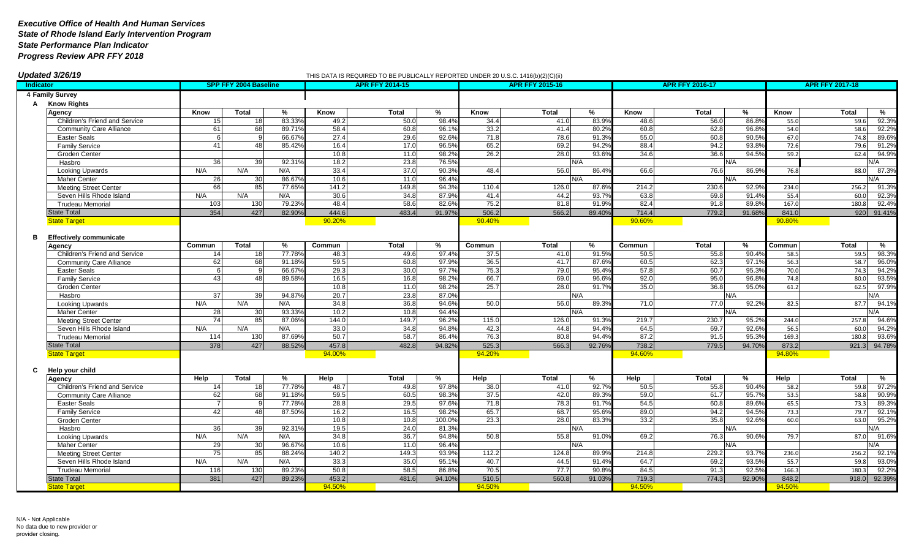***Executive Office of Health And Human Services***
***State of Rhode Island Early Intervention Program***
***State Performance Plan Indicator***
***Progress Review APR FFY 2018***

***Updated 3/26/19***

THIS DATA IS REQUIRED TO BE PUBLICALLY REPORTED UNDER 20 U.S.C. 1416(b)(2)(C)(ii)

| Indicator | SPP FFY 2004 Baseline | | | APR FFY 2014-15 | | | APR FFY 2015-16 | | | APR FFY 2016-17 | | | APR FFY 2017-18 | | |
|---|---|---|---|---|---|---|---|---|---|---|---|---|---|---|---|
| **4 Family Survey** | | | | | | | | | | | | | | | |
| **A Know Rights** | | | | | | | | | | | | | | | |
| **Agency** | **Know** | **Total** | **%** | **Know** | **Total** | **%** | **Know** | **Total** | **%** | **Know** | **Total** | **%** | **Know** | **Total** | **%** |
| Children's Friend and Service | 15 | 18 | 83.33% | 49.2 | 50.0 | 98.4% | 34.4 | 41.0 | 83.9% | 48.6 | 56.0 | 86.8% | 55.0 | 59.6 | 92.3% |
| Community Care Alliance | 61 | 68 | 89.71% | 58.4 | 60.8 | 96.1% | 33.2 | 41.4 | 80.2% | 60.8 | 62.8 | 96.8% | 54.0 | 58.6 | 92.2% |
| Easter Seals | 6 | 9 | 66.67% | 27.4 | 29.6 | 92.6% | 71.8 | 78.6 | 91.3% | 55.0 | 60.8 | 90.5% | 67.0 | 74.8 | 89.6% |
| Family Service | 41 | 48 | 85.42% | 16.4 | 17.0 | 96.5% | 65.2 | 69.2 | 94.2% | 88.4 | 94.2 | 93.8% | 72.6 | 79.6 | 91.2% |
| Groden Center | | | | 10.8 | 11.0 | 98.2% | 26.2 | 28.0 | 93.6% | 34.6 | 36.6 | 94.5% | 59.2 | 62.4 | 94.9% |
| Hasbro | 36 | 39 | 92.31% | 18.2 | 23.8 | 76.5% | | | N/A | | | N/A | | | N/A |
| Looking Upwards | N/A | N/A | N/A | 33.4 | 37.0 | 90.3% | 48.4 | 56.0 | 86.4% | 66.6 | 76.6 | 86.9% | 76.8 | 88.0 | 87.3% |
| Maher Center | 26 | 30 | 86.67% | 10.6 | 11.0 | 96.4% | | | N/A | | | N/A | | | N/A |
| Meeting Street Center | 66 | 85 | 77.65% | 141.2 | 149.8 | 94.3% | 110.4 | 126.0 | 87.6% | 214.2 | 230.6 | 92.9% | 234.0 | 256.2 | 91.3% |
| Seven Hills Rhode Island | N/A | N/A | N/A | 30.6 | 34.8 | 87.9% | 41.4 | 44.2 | 93.7% | 63.8 | 69.8 | 91.4% | 55.4 | 60.0 | 92.3% |
| Trudeau Memorial | 103 | 130 | 79.23% | 48.4 | 58.6 | 82.6% | 75.2 | 81.8 | 91.9% | 82.4 | 91.8 | 89.8% | 167.0 | 180.8 | 92.4% |
| State Total | 354 | 427 | 82.90% | 444.6 | 483.4 | 91.97% | 506.2 | 566.2 | 89.40% | 714.4 | 779.2 | 91.68% | 841.0 | 920 | 91.41% |
| State Target | | | | 90.20% | | | 90.40% | | | 90.60% | | | 90.80% | | |
| | | | | | | | | | | | | | | | |
| **B Effectively communicate** | | | | | | | | | | | | | | | |
| **Agency** | **Commun** | **Total** | **%** | **Commun** | **Total** | **%** | **Commun** | **Total** | **%** | **Commun** | **Total** | **%** | **Commun** | **Total** | **%** |
| Children's Friend and Service | 14 | 18 | 77.78% | 48.3 | 49.6 | 97.4% | 37.5 | 41.0 | 91.5% | 50.5 | 55.8 | 90.4% | 58.5 | 59.5 | 98.3% |
| Community Care Alliance | 62 | 68 | 91.18% | 59.5 | 60.8 | 97.9% | 36.5 | 41.7 | 87.6% | 60.5 | 62.3 | 97.1% | 56.3 | 58.7 | 96.0% |
| Easter Seals | 6 | 9 | 66.67% | 29.3 | 30.0 | 97.7% | 75.3 | 79.0 | 95.4% | 57.8 | 60.7 | 95.3% | 70.0 | 74.3 | 94.2% |
| Family Service | 43 | 48 | 89.58% | 16.5 | 16.8 | 98.2% | 66.7 | 69.0 | 96.6% | 92.0 | 95.0 | 96.8% | 74.8 | 80.0 | 93.5% |
| Groden Center | | | | 10.8 | 11.0 | 98.2% | 25.7 | 28.0 | 91.7% | 35.0 | 36.8 | 95.0% | 61.2 | 62.5 | 97.9% |
| Hasbro | 37 | 39 | 94.87% | 20.7 | 23.8 | 87.0% | | | N/A | | | N/A | | | N/A |
| Looking Upwards | N/A | N/A | N/A | 34.8 | 36.8 | 94.6% | 50.0 | 56.0 | 89.3% | 71.0 | 77.0 | 92.2% | 82.5 | 87.7 | 94.1% |
| Maher Center | 28 | 30 | 93.33% | 10.2 | 10.8 | 94.4% | | | N/A | | | N/A | | | N/A |
| Meeting Street Center | 74 | 85 | 87.06% | 144.0 | 149.7 | 96.2% | 115.0 | 126.0 | 91.3% | 219.7 | 230.7 | 95.2% | 244.0 | 257.8 | 94.6% |
| Seven Hills Rhode Island | N/A | N/A | N/A | 33.0 | 34.8 | 94.8% | 42.3 | 44.8 | 94.4% | 64.5 | 69.7 | 92.6% | 56.5 | 60.0 | 94.2% |
| Trudeau Memorial | 114 | 130 | 87.69% | 50.7 | 58.7 | 86.4% | 76.3 | 80.8 | 94.4% | 87.2 | 91.5 | 95.3% | 169.3 | 180.8 | 93.6% |
| State Total | 378 | 427 | 88.52% | 457.8 | 482.8 | 94.82% | 525.3 | 566.3 | 92.76% | 738.2 | 779.5 | 94.70% | 873.2 | 921.3 | 94.78% |
| State Target | | | | 94.00% | | | 94.20% | | | 94.60% | | | 94.80% | | |
| | | | | | | | | | | | | | | | |
| **C Help your child** | | | | | | | | | | | | | | | |
| **Agency** | **Help** | **Total** | **%** | **Help** | **Total** | **%** | **Help** | **Total** | **%** | **Help** | **Total** | **%** | **Help** | **Total** | **%** |
| Children's Friend and Service | 14 | 18 | 77.78% | 48.7 | 49.8 | 97.8% | 38.0 | 41.0 | 92.7% | 50.5 | 55.8 | 90.4% | 58.2 | 59.8 | 97.2% |
| Community Care Alliance | 62 | 68 | 91.18% | 59.5 | 60.5 | 98.3% | 37.5 | 42.0 | 89.3% | 59.0 | 61.7 | 95.7% | 53.5 | 58.8 | 90.9% |
| Easter Seals | 7 | 9 | 77.78% | 28.8 | 29.5 | 97.6% | 71.8 | 78.3 | 91.7% | 54.5 | 60.8 | 89.6% | 65.5 | 73.3 | 89.3% |
| Family Service | 42 | 48 | 87.50% | 16.2 | 16.5 | 98.2% | 65.7 | 68.7 | 95.6% | 89.0 | 94.2 | 94.5% | 73.3 | 79.7 | 92.1% |
| Groden Center | | | | 10.8 | 10.8 | 100.0% | 23.3 | 28.0 | 83.3% | 33.2 | 35.8 | 92.6% | 60.0 | 63.0 | 95.2% |
| Hasbro | 36 | 39 | 92.31% | 19.5 | 24.0 | 81.3% | | | N/A | | | N/A | | | N/A |
| Looking Upwards | N/A | N/A | N/A | 34.8 | 36.7 | 94.8% | 50.8 | 55.8 | 91.0% | 69.2 | 76.3 | 90.6% | 79.7 | 87.0 | 91.6% |
| Maher Center | 29 | 30 | 96.67% | 10.6 | 11.0 | 96.4% | | | N/A | | | N/A | | | N/A |
| Meeting Street Center | 75 | 85 | 88.24% | 140.2 | 149.3 | 93.9% | 112.2 | 124.8 | 89.9% | 214.8 | 229.2 | 93.7% | 236.0 | 256.2 | 92.1% |
| Seven Hills Rhode Island | N/A | N/A | N/A | 33.3 | 35.0 | 95.1% | 40.7 | 44.5 | 91.4% | 64.7 | 69.2 | 93.5% | 55.7 | 59.8 | 93.0% |
| Trudeau Memorial | 116 | 130 | 89.23% | 50.8 | 58.5 | 86.8% | 70.5 | 77.7 | 90.8% | 84.5 | 91.3 | 92.5% | 166.3 | 180.3 | 92.2% |
| State Total | 381 | 427 | 89.23% | 453.2 | 481.6 | 94.10% | 510.5 | 560.8 | 91.03% | 719.3 | 774.3 | 92.90% | 848.2 | 918.0 | 92.39% |
| State Target | | | | 94.50% | | | 94.50% | | | 94.50% | | | 94.50% | | |

N/A - Not Applicable
No data due to new provider or provider closing.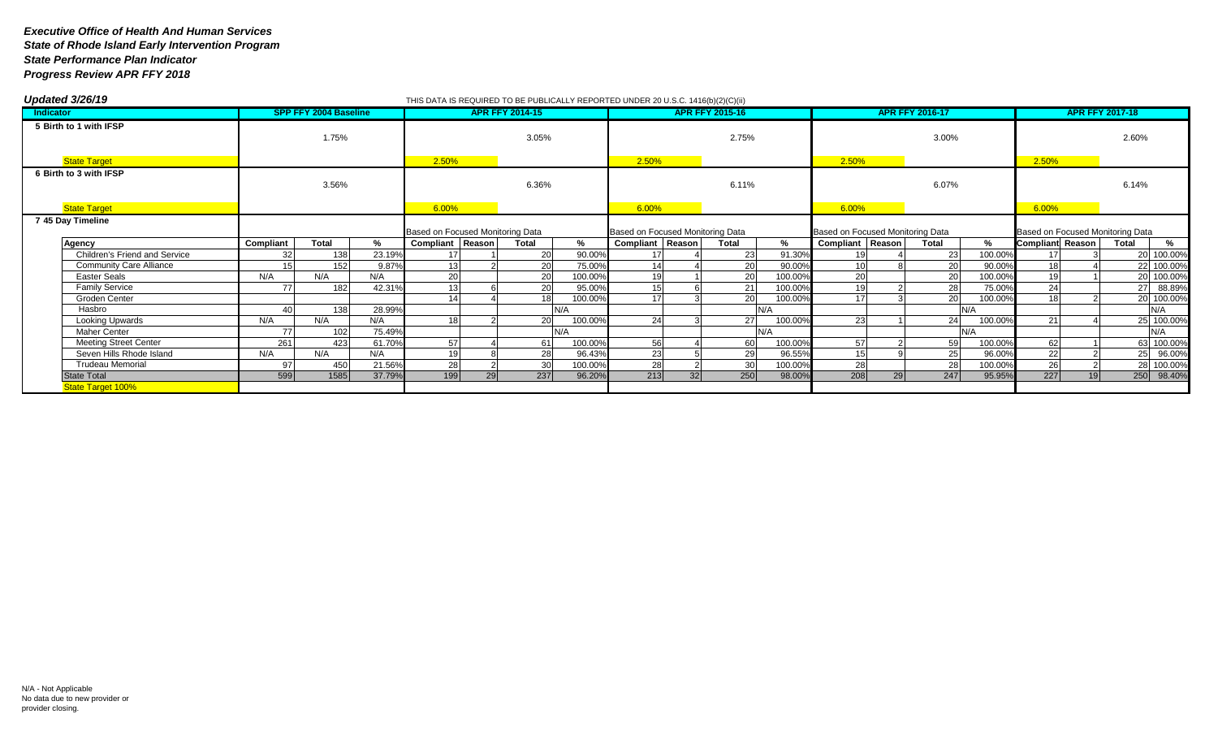***Executive Office of Health And Human Services***
***State of Rhode Island Early Intervention Program***
***State Performance Plan Indicator***
***Progress Review APR FFY 2018***

***Updated 3/26/19***

THIS DATA IS REQUIRED TO BE PUBLICALLY REPORTED UNDER 20 U.S.C. 1416(b)(2)(C)(ii)

| Indicator | SPP FFY 2004 Baseline | | | APR FFY 2014-15 | | | | APR FFY 2015-16 | | | | APR FFY 2016-17 | | | | APR FFY 2017-18 | | | |
|---|---|---|---|---|---|---|---|---|---|---|---|---|---|---|---|---|---|---|---|
| 5 Birth to 1 with IFSP | 1.75% | | | 3.05% | | | | 2.75% | | | | 3.00% | | | | 2.60% | | | |
| State Target | | | | 2.50% | | | | 2.50% | | | | 2.50% | | | | 2.50% | | | |
| 6 Birth to 3 with IFSP | 3.56% | | | 6.36% | | | | 6.11% | | | | 6.07% | | | | 6.14% | | | |
| State Target | | | | 6.00% | | | | 6.00% | | | | 6.00% | | | | 6.00% | | | |
| 7 45 Day Timeline | | | | Based on Focused Monitoring Data | | | | Based on Focused Monitoring Data | | | | Based on Focused Monitoring Data | | | | Based on Focused Monitoring Data | | | |
| Agency | Compliant | Total | % | Compliant | Reason | Total | % | Compliant | Reason | Total | % | Compliant | Reason | Total | % | Compliant | Reason | Total | % |
| Children's Friend and Service | 32 | 138 | 23.19% | 17 | 1 | 20 | 90.00% | 17 | 4 | 23 | 91.30% | 19 | 4 | 23 | 100.00% | 17 | 3 | 20 | 100.00% |
| Community Care Alliance | 15 | 152 | 9.87% | 13 | 2 | 20 | 75.00% | 14 | 4 | 20 | 90.00% | 10 | 8 | 20 | 90.00% | 18 | 4 | 22 | 100.00% |
| Easter Seals | N/A | N/A | N/A | 20 | | 20 | 100.00% | 19 | 1 | 20 | 100.00% | 20 | | 20 | 100.00% | 19 | 1 | 20 | 100.00% |
| Family Service | 77 | 182 | 42.31% | 13 | 6 | 20 | 95.00% | 15 | 6 | 21 | 100.00% | 19 | 2 | 28 | 75.00% | 24 | | 27 | 88.89% |
| Groden Center | | | | 14 | 4 | 18 | 100.00% | 17 | 3 | 20 | 100.00% | 17 | 3 | 20 | 100.00% | 18 | 2 | 20 | 100.00% |
| Hasbro | 40 | 138 | 28.99% | | | | N/A | | | | N/A | | | | N/A | | | | N/A |
| Looking Upwards | N/A | N/A | N/A | 18 | 2 | 20 | 100.00% | 24 | 3 | 27 | 100.00% | 23 | 1 | 24 | 100.00% | 21 | 4 | 25 | 100.00% |
| Maher Center | 77 | 102 | 75.49% | | | | N/A | | | | N/A | | | | N/A | | | | N/A |
| Meeting Street Center | 261 | 423 | 61.70% | 57 | 4 | 61 | 100.00% | 56 | 4 | 60 | 100.00% | 57 | 2 | 59 | 100.00% | 62 | 1 | 63 | 100.00% |
| Seven Hills Rhode Island | N/A | N/A | N/A | 19 | 8 | 28 | 96.43% | 23 | 5 | 29 | 96.55% | 15 | 9 | 25 | 96.00% | 22 | 2 | 25 | 96.00% |
| Trudeau Memorial | 97 | 450 | 21.56% | 28 | 2 | 30 | 100.00% | 28 | 2 | 30 | 100.00% | 28 | | 28 | 100.00% | 26 | 2 | 28 | 100.00% |
| State Total | 599 | 1585 | 37.79% | 199 | 29 | 237 | 96.20% | 213 | 32 | 250 | 98.00% | 208 | 29 | 247 | 95.95% | 227 | 19 | 250 | 98.40% |
| State Target 100% | | | | | | | | | | | | | | | | | | | |

N/A - Not Applicable
No data due to new provider or
provider closing.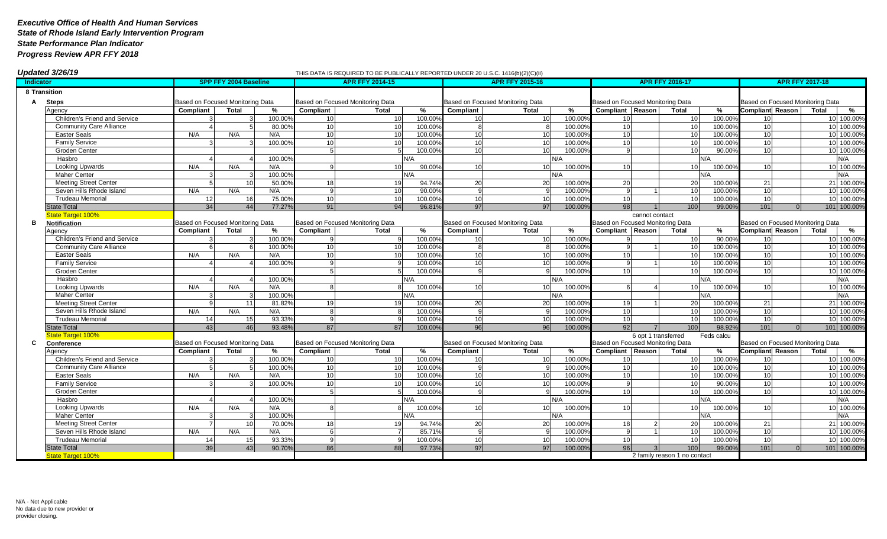***Executive Office of Health And Human Services***
***State of Rhode Island Early Intervention Program***
***State Performance Plan Indicator***
***Progress Review APR FFY 2018***

***Updated 3/26/19***

THIS DATA IS REQUIRED TO BE PUBLICALLY REPORTED UNDER 20 U.S.C. 1416(b)(2)(C)(ii)

| Indicator | SPP FFY 2004 Baseline | | | APR FFY 2014-15 | | | APR FFY 2015-16 | | | APR FFY 2016-17 | | | | APR FFY 2017-18 | | | |
|---|---|---|---|---|---|---|---|---|---|---|---|---|---|---|---|---|---|
| **8 Transition** | | | | | | | | | | | | | | | | | |
| **A Steps** | Based on Focused Monitoring Data | | | Based on Focused Monitoring Data | | | Based on Focused Monitoring Data | | | Based on Focused Monitoring Data | | | | Based on Focused Monitoring Data | | | |
| Agency | **Compliant** | **Total** | **%** | **Compliant** | **Total** | **%** | **Compliant** | **Total** | **%** | **Compliant** | **Reason** | **Total** | **%** | **Compliant** | **Reason** | **Total** | **%** |
| Children's Friend and Service | 3 | 3 | 100.00% | 10 | 10 | 100.00% | 10 | 10 | 100.00% | 10 | | 10 | 100.00% | 10 | | 10 | 100.00% |
| Community Care Alliance | 4 | 5 | 80.00% | 10 | 10 | 100.00% | 8 | 8 | 100.00% | 10 | | 10 | 100.00% | 10 | | 10 | 100.00% |
| Easter Seals | N/A | N/A | N/A | 10 | 10 | 100.00% | 10 | 10 | 100.00% | 10 | | 10 | 100.00% | 10 | | 10 | 100.00% |
| Family Service | 3 | 3 | 100.00% | 10 | 10 | 100.00% | 10 | 10 | 100.00% | 10 | | 10 | 100.00% | 10 | | 10 | 100.00% |
| Groden Center | | | | 5 | 5 | 100.00% | 10 | 10 | 100.00% | 9 | | 10 | 90.00% | 10 | | 10 | 100.00% |
| Hasbro | 4 | 4 | 100.00% | | | N/A | | | N/A | | | | N/A | | | | N/A |
| Looking Upwards | N/A | N/A | N/A | 9 | 10 | 90.00% | 10 | 10 | 100.00% | 10 | | 10 | 100.00% | 10 | | 10 | 100.00% |
| Maher Center | 3 | 3 | 100.00% | | | N/A | | | N/A | | | | N/A | | | | N/A |
| Meeting Street Center | 5 | 10 | 50.00% | 18 | 19 | 94.74% | 20 | 20 | 100.00% | 20 | | 20 | 100.00% | 21 | | 21 | 100.00% |
| Seven Hills Rhode Island | N/A | N/A | N/A | 9 | 10 | 90.00% | 9 | 9 | 100.00% | 9 | 1 | 10 | 100.00% | 10 | | 10 | 100.00% |
| Trudeau Memorial | 12 | 16 | 75.00% | 10 | 10 | 100.00% | 10 | 10 | 100.00% | 10 | | 10 | 100.00% | 10 | | 10 | 100.00% |
| State Total | 34 | 44 | 77.27% | 91 | 94 | 96.81% | 97 | 97 | 100.00% | 98 | 1 | 100 | 99.00% | 101 | 0 | 101 | 100.00% |
| State Target 100% | | | | | | | | | | | cannot contact | | | | | | |
| **B Notification** | Based on Focused Monitoring Data | | | Based on Focused Monitoring Data | | | Based on Focused Monitoring Data | | | Based on Focused Monitoring Data | | | | Based on Focused Monitoring Data | | | |
| Agency | **Compliant** | **Total** | **%** | **Compliant** | **Total** | **%** | **Compliant** | **Total** | **%** | **Compliant** | **Reason** | **Total** | **%** | **Compliant** | **Reason** | **Total** | **%** |
| Children's Friend and Service | 3 | 3 | 100.00% | 9 | 9 | 100.00% | 10 | 10 | 100.00% | 9 | | 10 | 90.00% | 10 | | 10 | 100.00% |
| Community Care Alliance | 6 | 6 | 100.00% | 10 | 10 | 100.00% | 8 | 8 | 100.00% | 9 | 1 | 10 | 100.00% | 10 | | 10 | 100.00% |
| Easter Seals | N/A | N/A | N/A | 10 | 10 | 100.00% | 10 | 10 | 100.00% | 10 | | 10 | 100.00% | 10 | | 10 | 100.00% |
| Family Service | 4 | 4 | 100.00% | 9 | 9 | 100.00% | 10 | 10 | 100.00% | 9 | 1 | 10 | 100.00% | 10 | | 10 | 100.00% |
| Groden Center | | | | 5 | 5 | 100.00% | 9 | 9 | 100.00% | 10 | | 10 | 100.00% | 10 | | 10 | 100.00% |
| Hasbro | 4 | 4 | 100.00% | | | N/A | | | N/A | | | | N/A | | | | N/A |
| Looking Upwards | N/A | N/A | N/A | 8 | 8 | 100.00% | 10 | 10 | 100.00% | 6 | 4 | 10 | 100.00% | 10 | | 10 | 100.00% |
| Maher Center | 3 | 3 | 100.00% | | | N/A | | | N/A | | | | N/A | | | | N/A |
| Meeting Street Center | 9 | 11 | 81.82% | 19 | 19 | 100.00% | 20 | 20 | 100.00% | 19 | 1 | 20 | 100.00% | 21 | | 21 | 100.00% |
| Seven Hills Rhode Island | N/A | N/A | N/A | 8 | 8 | 100.00% | 9 | 9 | 100.00% | 10 | | 10 | 100.00% | 10 | | 10 | 100.00% |
| Trudeau Memorial | 14 | 15 | 93.33% | 9 | 9 | 100.00% | 10 | 10 | 100.00% | 10 | | 10 | 100.00% | 10 | | 10 | 100.00% |
| State Total | 43 | 46 | 93.48% | 87 | 87 | 100.00% | 96 | 96 | 100.00% | 92 | 7 | 100 | 98.92% | 101 | 0 | 101 | 100.00% |
| State Target 100% | | | | | | | | | | | 6 opt 1 transferred | | Feds calcu | | | | |
| **C Conference** | Based on Focused Monitoring Data | | | Based on Focused Monitoring Data | | | Based on Focused Monitoring Data | | | Based on Focused Monitoring Data | | | | Based on Focused Monitoring Data | | | |
| Agency | **Compliant** | **Total** | **%** | **Compliant** | **Total** | **%** | **Compliant** | **Total** | **%** | **Compliant** | **Reason** | **Total** | **%** | **Compliant** | **Reason** | **Total** | **%** |
| Children's Friend and Service | 3 | 3 | 100.00% | 10 | 10 | 100.00% | 10 | 10 | 100.00% | 10 | | 10 | 100.00% | 10 | | 10 | 100.00% |
| Community Care Alliance | 5 | 5 | 100.00% | 10 | 10 | 100.00% | 9 | 9 | 100.00% | 10 | | 10 | 100.00% | 10 | | 10 | 100.00% |
| Easter Seals | N/A | N/A | N/A | 10 | 10 | 100.00% | 10 | 10 | 100.00% | 10 | | 10 | 100.00% | 10 | | 10 | 100.00% |
| Family Service | 3 | 3 | 100.00% | 10 | 10 | 100.00% | 10 | 10 | 100.00% | 9 | | 10 | 90.00% | 10 | | 10 | 100.00% |
| Groden Center | | | | 5 | 5 | 100.00% | 9 | 9 | 100.00% | 10 | | 10 | 100.00% | 10 | | 10 | 100.00% |
| Hasbro | 4 | 4 | 100.00% | | | N/A | | | N/A | | | | N/A | | | | N/A |
| Looking Upwards | N/A | N/A | N/A | 8 | 8 | 100.00% | 10 | 10 | 100.00% | 10 | | 10 | 100.00% | 10 | | 10 | 100.00% |
| Maher Center | 3 | 3 | 100.00% | | | N/A | | | N/A | | | | N/A | | | | N/A |
| Meeting Street Center | 7 | 10 | 70.00% | 18 | 19 | 94.74% | 20 | 20 | 100.00% | 18 | 2 | 20 | 100.00% | 21 | | 21 | 100.00% |
| Seven Hills Rhode Island | N/A | N/A | N/A | 6 | 7 | 85.71% | 9 | 9 | 100.00% | 9 | 1 | 10 | 100.00% | 10 | | 10 | 100.00% |
| Trudeau Memorial | 14 | 15 | 93.33% | 9 | 9 | 100.00% | 10 | 10 | 100.00% | 10 | | 10 | 100.00% | 10 | | 10 | 100.00% |
| State Total | 39 | 43 | 90.70% | 86 | 88 | 97.73% | 97 | 97 | 100.00% | 96 | 3 | 100 | 99.00% | 101 | 0 | 101 | 100.00% |
| State Target 100% | | | | | | | | | | | 2 family reason 1 no contact | | | | | | |

N/A - Not Applicable
No data due to new provider or provider closing.